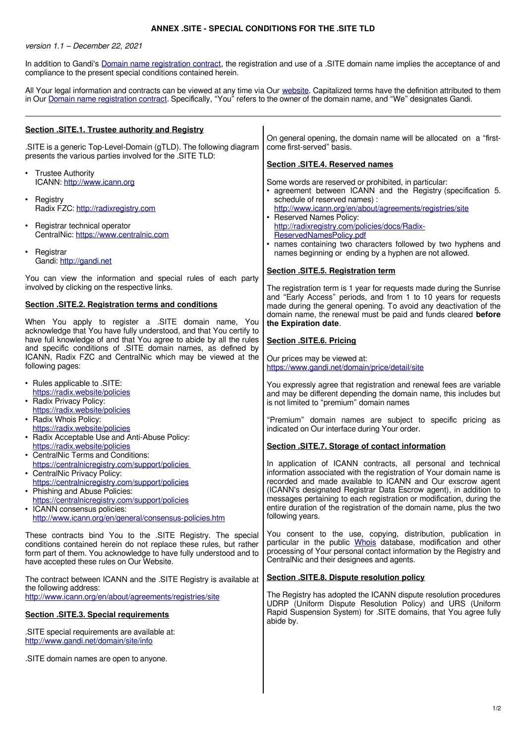# ANNEX .SITE - SPECIAL CONDITIONS FOR THE .SITE TLD

*version 1.1 – December 22, 2021*

In addition to Gandi's [Domain name registration contract](), the registration and use of a .SITE domain name implies the acceptance of and compliance to the present special conditions contained herein.

All Your legal information and contracts can be viewed at any time via Our [website](). Capitalized terms have the definition attributed to them in Our [Domain name registration contract](). Specifically, "You" refers to the owner of the domain name, and "We" designates Gandi.

---

## Section .SITE.1. Trustee authority and Registry

.SITE is a generic Top-Level-Domain (gTLD). The following diagram presents the various parties involved for the .SITE TLD:

- Trustee Authority
  ICANN: http://www.icann.org
- Registry
  Radix FZC: http://radixregistry.com
- Registrar technical operator
  CentralNic: https://www.centralnic.com
- Registrar
  Gandi: http://gandi.net

You can view the information and special rules of each party involved by clicking on the respective links.

## Section .SITE.2. Registration terms and conditions

When You apply to register a .SITE domain name, You acknowledge that You have fully understood, and that You certify to have full knowledge of and that You agree to abide by all the rules and specific conditions of .SITE domain names, as defined by ICANN, Radix FZC and CentralNic which may be viewed at the following pages:

- Rules applicable to .SITE:
  https://radix.website/policies
- Radix Privacy Policy:
  https://radix.website/policies
- Radix Whois Policy:
  https://radix.website/policies
- Radix Acceptable Use and Anti-Abuse Policy:
  https://radix.website/policies
- CentralNic Terms and Conditions:
  https://centralnicregistry.com/support/policies
- CentralNic Privacy Policy:
  https://centralnicregistry.com/support/policies
- Phishing and Abuse Policies:
  https://centralnicregistry.com/support/policies
- ICANN consensus policies:
  http://www.icann.org/en/general/consensus-policies.htm

These contracts bind You to the .SITE Registry. The special conditions contained herein do not replace these rules, but rather form part of them. You acknowledge to have fully understood and to have accepted these rules on Our Website.

The contract between ICANN and the .SITE Registry is available at the following address:
http://www.icann.org/en/about/agreements/registries/site

## Section .SITE.3. Special requirements

.SITE special requirements are available at:
http://www.gandi.net/domain/site/info

.SITE domain names are open to anyone.

On general opening, the domain name will be allocated on a "first-come first-served" basis.

## Section .SITE.4. Reserved names

Some words are reserved or prohibited, in particular:

- agreement between ICANN and the Registry (specification 5. schedule of reserved names) :
  http://www.icann.org/en/about/agreements/registries/site
- Reserved Names Policy:
  http://radixregistry.com/policies/docs/Radix-ReservedNamesPolicy.pdf
- names containing two characters followed by two hyphens and names beginning or ending by a hyphen are not allowed.

## Section .SITE.5. Registration term

The registration term is 1 year for requests made during the Sunrise and "Early Access" periods, and from 1 to 10 years for requests made during the general opening. To avoid any deactivation of the domain name, the renewal must be paid and funds cleared **before the Expiration date**.

## Section .SITE.6. Pricing

Our prices may be viewed at:
https://www.gandi.net/domain/price/detail/site

You expressly agree that registration and renewal fees are variable and may be different depending the domain name, this includes but is not limited to "premium" domain names

"Premium" domain names are subject to specific pricing as indicated on Our interface during Your order.

## Section .SITE.7. Storage of contact information

In application of ICANN contracts, all personal and technical information associated with the registration of Your domain name is recorded and made available to ICANN and Our exscrow agent (ICANN's designated Registrar Data Escrow agent), in addition to messages pertaining to each registration or modification, during the entire duration of the registration of the domain name, plus the two following years.

You consent to the use, copying, distribution, publication in particular in the public [Whois]() database, modification and other processing of Your personal contact information by the Registry and CentralNic and their designees and agents.

## Section .SITE.8. Dispute resolution policy

The Registry has adopted the ICANN dispute resolution procedures UDRP (Uniform Dispute Resolution Policy) and URS (Uniform Rapid Suspension System) for .SITE domains, that You agree fully abide by.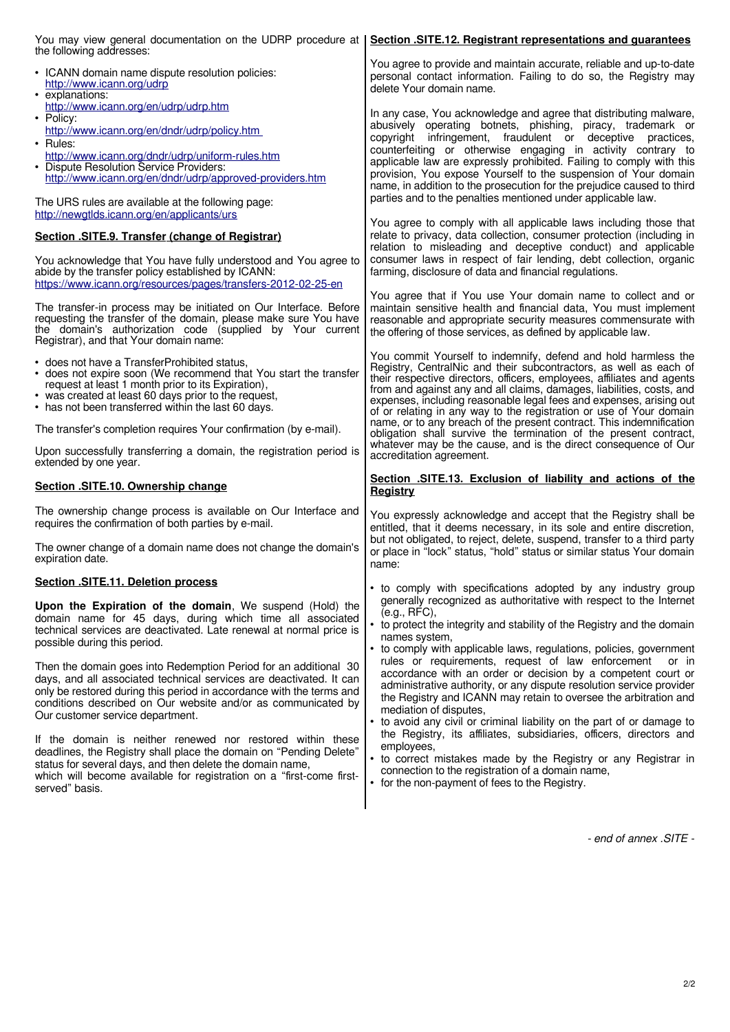You may view general documentation on the UDRP procedure at the following addresses:

- ICANN domain name dispute resolution policies: http://www.icann.org/udrp
- explanations: http://www.icann.org/en/udrp/udrp.htm
- Policy: http://www.icann.org/en/dndr/udrp/policy.htm
- Rules: http://www.icann.org/dndr/udrp/uniform-rules.htm
- Dispute Resolution Service Providers: http://www.icann.org/en/dndr/udrp/approved-providers.htm

The URS rules are available at the following page: http://newgtlds.icann.org/en/applicants/urs

## Section .SITE.9. Transfer (change of Registrar)

You acknowledge that You have fully understood and You agree to abide by the transfer policy established by ICANN: https://www.icann.org/resources/pages/transfers-2012-02-25-en

The transfer-in process may be initiated on Our Interface. Before requesting the transfer of the domain, please make sure You have the domain's authorization code (supplied by Your current Registrar), and that Your domain name:

- does not have a TransferProhibited status,
- does not expire soon (We recommend that You start the transfer request at least 1 month prior to its Expiration),
- was created at least 60 days prior to the request,
- has not been transferred within the last 60 days.

The transfer's completion requires Your confirmation (by e-mail).

Upon successfully transferring a domain, the registration period is extended by one year.

## Section .SITE.10. Ownership change

The ownership change process is available on Our Interface and requires the confirmation of both parties by e-mail.

The owner change of a domain name does not change the domain's expiration date.

## Section .SITE.11. Deletion process

**Upon the Expiration of the domain**, We suspend (Hold) the domain name for 45 days, during which time all associated technical services are deactivated. Late renewal at normal price is possible during this period.

Then the domain goes into Redemption Period for an additional 30 days, and all associated technical services are deactivated. It can only be restored during this period in accordance with the terms and conditions described on Our website and/or as communicated by Our customer service department.

If the domain is neither renewed nor restored within these deadlines, the Registry shall place the domain on "Pending Delete" status for several days, and then delete the domain name, which will become available for registration on a "first-come first-served" basis.

## Section .SITE.12. Registrant representations and guarantees

You agree to provide and maintain accurate, reliable and up-to-date personal contact information. Failing to do so, the Registry may delete Your domain name.

In any case, You acknowledge and agree that distributing malware, abusively operating botnets, phishing, piracy, trademark or copyright infringement, fraudulent or deceptive practices, counterfeiting or otherwise engaging in activity contrary to applicable law are expressly prohibited. Failing to comply with this provision, You expose Yourself to the suspension of Your domain name, in addition to the prosecution for the prejudice caused to third parties and to the penalties mentioned under applicable law.

You agree to comply with all applicable laws including those that relate to privacy, data collection, consumer protection (including in relation to misleading and deceptive conduct) and applicable consumer laws in respect of fair lending, debt collection, organic farming, disclosure of data and financial regulations.

You agree that if You use Your domain name to collect and or maintain sensitive health and financial data, You must implement reasonable and appropriate security measures commensurate with the offering of those services, as defined by applicable law.

You commit Yourself to indemnify, defend and hold harmless the Registry, CentralNic and their subcontractors, as well as each of their respective directors, officers, employees, affiliates and agents from and against any and all claims, damages, liabilities, costs, and expenses, including reasonable legal fees and expenses, arising out of or relating in any way to the registration or use of Your domain name, or to any breach of the present contract. This indemnification obligation shall survive the termination of the present contract, whatever may be the cause, and is the direct consequence of Our accreditation agreement.

## Section .SITE.13. Exclusion of liability and actions of the Registry

You expressly acknowledge and accept that the Registry shall be entitled, that it deems necessary, in its sole and entire discretion, but not obligated, to reject, delete, suspend, transfer to a third party or place in "lock" status, "hold" status or similar status Your domain name:

- to comply with specifications adopted by any industry group generally recognized as authoritative with respect to the Internet (e.g., RFC),
- to protect the integrity and stability of the Registry and the domain names system,
- to comply with applicable laws, regulations, policies, government rules or requirements, request of law enforcement or in accordance with an order or decision by a competent court or administrative authority, or any dispute resolution service provider the Registry and ICANN may retain to oversee the arbitration and mediation of disputes,
- to avoid any civil or criminal liability on the part of or damage to the Registry, its affiliates, subsidiaries, officers, directors and employees,
- to correct mistakes made by the Registry or any Registrar in connection to the registration of a domain name,
- for the non-payment of fees to the Registry.

*- end of annex .SITE -*